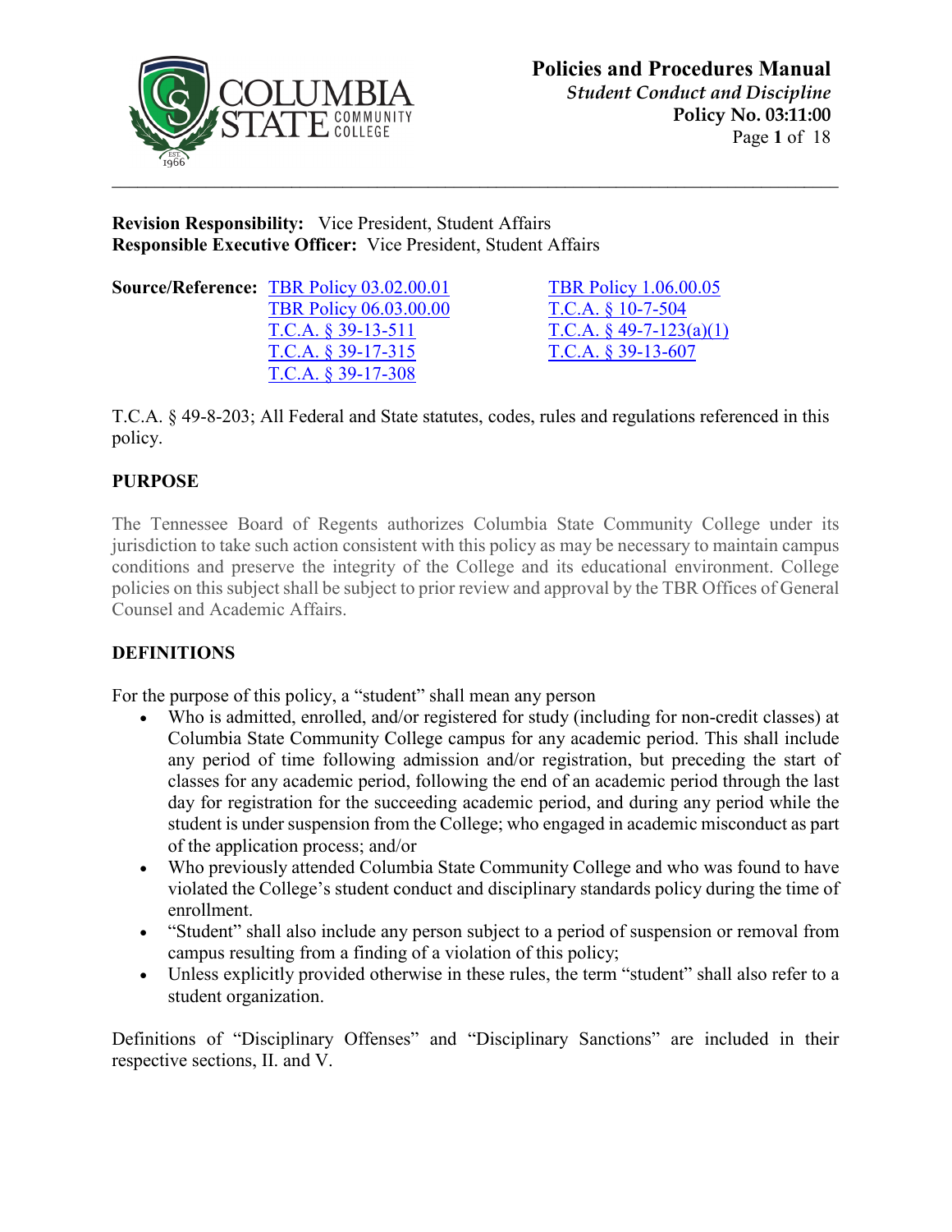**Policies and Procedures Manual**
*Student Conduct and Discipline*
**Policy No. 03:11:00**

**Revision Responsibility:** Vice President, Student Affairs
**Responsible Executive Officer:** Vice President, Student Affairs

**Source/Reference:**
- TBR Policy 03.02.00.01
- TBR Policy 06.03.00.00
- T.C.A. § 39-13-511
- T.C.A. § 39-17-315
- T.C.A. § 39-17-308
- TBR Policy 1.06.00.05
- T.C.A. § 10-7-504
- T.C.A. § 49-7-123(a)(1)
- T.C.A. § 39-13-607

T.C.A. § 49-8-203; All Federal and State statutes, codes, rules and regulations referenced in this policy.

## PURPOSE

The Tennessee Board of Regents authorizes Columbia State Community College under its jurisdiction to take such action consistent with this policy as may be necessary to maintain campus conditions and preserve the integrity of the College and its educational environment. College policies on this subject shall be subject to prior review and approval by the TBR Offices of General Counsel and Academic Affairs.

## DEFINITIONS

For the purpose of this policy, a "student" shall mean any person

- Who is admitted, enrolled, and/or registered for study (including for non-credit classes) at Columbia State Community College campus for any academic period. This shall include any period of time following admission and/or registration, but preceding the start of classes for any academic period, following the end of an academic period through the last day for registration for the succeeding academic period, and during any period while the student is under suspension from the College; who engaged in academic misconduct as part of the application process; and/or
- Who previously attended Columbia State Community College and who was found to have violated the College's student conduct and disciplinary standards policy during the time of enrollment.
- "Student" shall also include any person subject to a period of suspension or removal from campus resulting from a finding of a violation of this policy;
- Unless explicitly provided otherwise in these rules, the term "student" shall also refer to a student organization.

Definitions of "Disciplinary Offenses" and "Disciplinary Sanctions" are included in their respective sections, II. and V.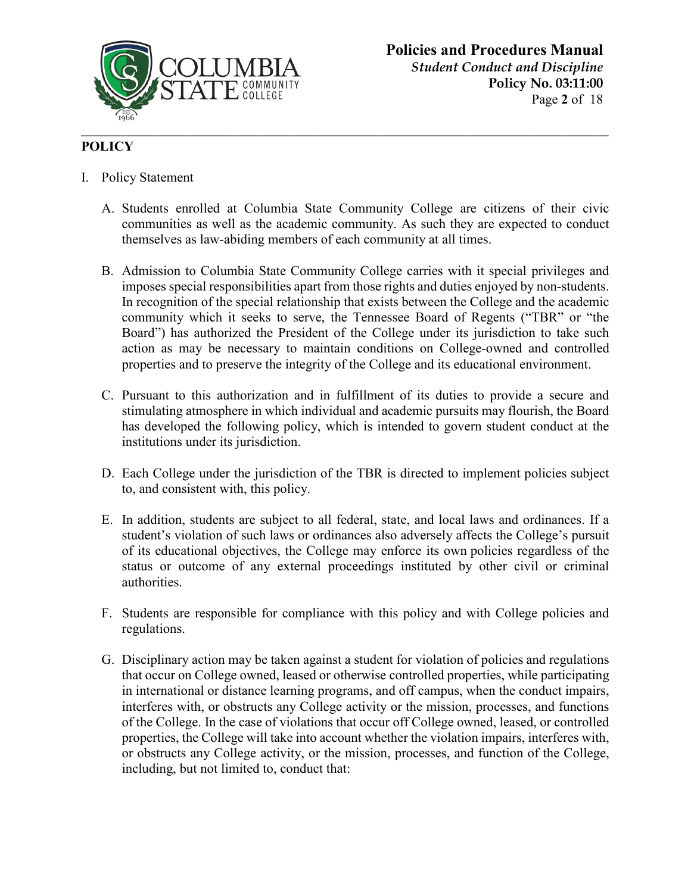## POLICY

I. Policy Statement

A. Students enrolled at Columbia State Community College are citizens of their civic communities as well as the academic community. As such they are expected to conduct themselves as law-abiding members of each community at all times.

B. Admission to Columbia State Community College carries with it special privileges and imposes special responsibilities apart from those rights and duties enjoyed by non-students. In recognition of the special relationship that exists between the College and the academic community which it seeks to serve, the Tennessee Board of Regents ("TBR" or "the Board") has authorized the President of the College under its jurisdiction to take such action as may be necessary to maintain conditions on College-owned and controlled properties and to preserve the integrity of the College and its educational environment.

C. Pursuant to this authorization and in fulfillment of its duties to provide a secure and stimulating atmosphere in which individual and academic pursuits may flourish, the Board has developed the following policy, which is intended to govern student conduct at the institutions under its jurisdiction.

D. Each College under the jurisdiction of the TBR is directed to implement policies subject to, and consistent with, this policy.

E. In addition, students are subject to all federal, state, and local laws and ordinances. If a student's violation of such laws or ordinances also adversely affects the College's pursuit of its educational objectives, the College may enforce its own policies regardless of the status or outcome of any external proceedings instituted by other civil or criminal authorities.

F. Students are responsible for compliance with this policy and with College policies and regulations.

G. Disciplinary action may be taken against a student for violation of policies and regulations that occur on College owned, leased or otherwise controlled properties, while participating in international or distance learning programs, and off campus, when the conduct impairs, interferes with, or obstructs any College activity or the mission, processes, and functions of the College. In the case of violations that occur off College owned, leased, or controlled properties, the College will take into account whether the violation impairs, interferes with, or obstructs any College activity, or the mission, processes, and function of the College, including, but not limited to, conduct that: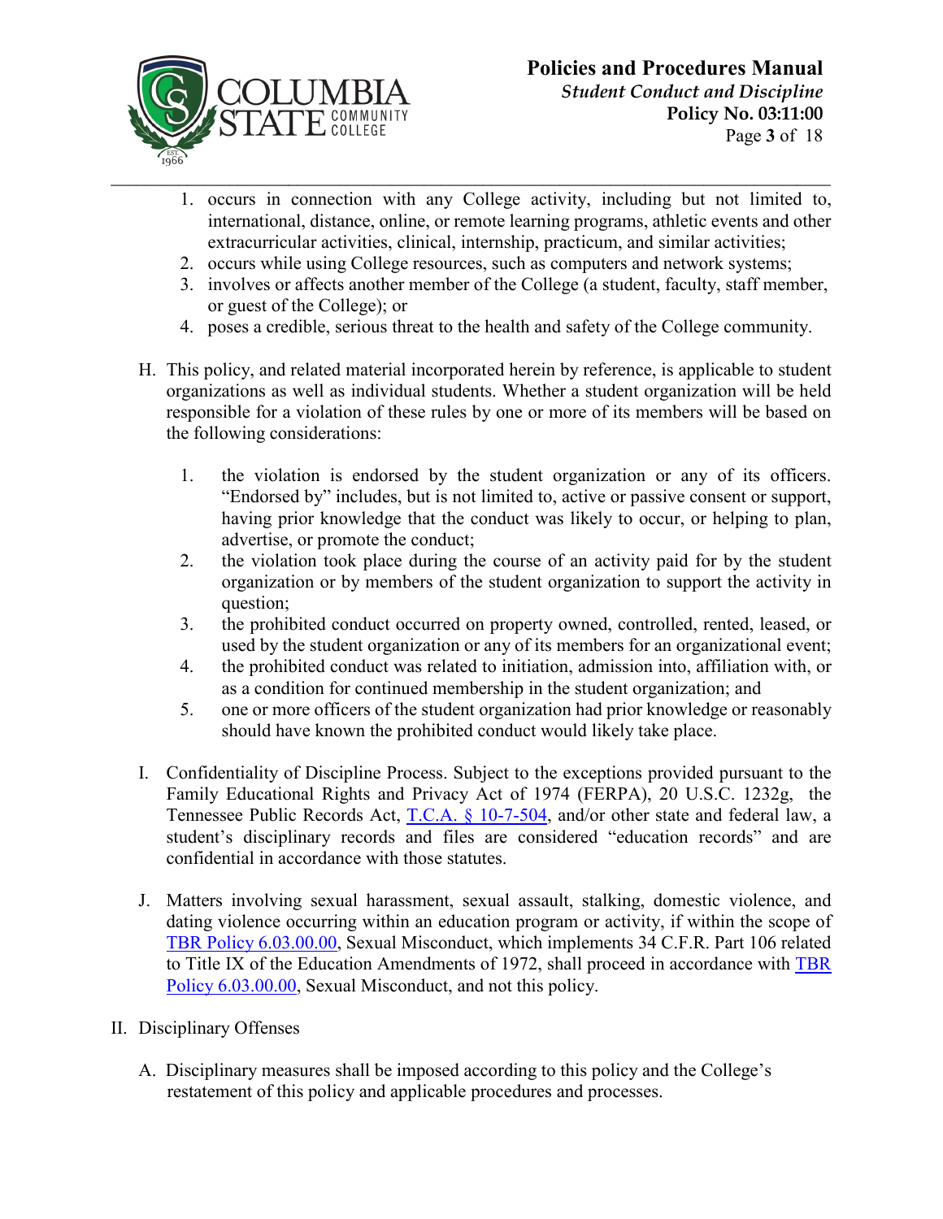1. occurs in connection with any College activity, including but not limited to, international, distance, online, or remote learning programs, athletic events and other extracurricular activities, clinical, internship, practicum, and similar activities;
2. occurs while using College resources, such as computers and network systems;
3. involves or affects another member of the College (a student, faculty, staff member, or guest of the College); or
4. poses a credible, serious threat to the health and safety of the College community.

H. This policy, and related material incorporated herein by reference, is applicable to student organizations as well as individual students. Whether a student organization will be held responsible for a violation of these rules by one or more of its members will be based on the following considerations:

1. the violation is endorsed by the student organization or any of its officers. "Endorsed by" includes, but is not limited to, active or passive consent or support, having prior knowledge that the conduct was likely to occur, or helping to plan, advertise, or promote the conduct;
2. the violation took place during the course of an activity paid for by the student organization or by members of the student organization to support the activity in question;
3. the prohibited conduct occurred on property owned, controlled, rented, leased, or used by the student organization or any of its members for an organizational event;
4. the prohibited conduct was related to initiation, admission into, affiliation with, or as a condition for continued membership in the student organization; and
5. one or more officers of the student organization had prior knowledge or reasonably should have known the prohibited conduct would likely take place.

I. Confidentiality of Discipline Process. Subject to the exceptions provided pursuant to the Family Educational Rights and Privacy Act of 1974 (FERPA), 20 U.S.C. 1232g, the Tennessee Public Records Act, T.C.A. § 10-7-504, and/or other state and federal law, a student's disciplinary records and files are considered "education records" and are confidential in accordance with those statutes.

J. Matters involving sexual harassment, sexual assault, stalking, domestic violence, and dating violence occurring within an education program or activity, if within the scope of TBR Policy 6.03.00.00, Sexual Misconduct, which implements 34 C.F.R. Part 106 related to Title IX of the Education Amendments of 1972, shall proceed in accordance with TBR Policy 6.03.00.00, Sexual Misconduct, and not this policy.

II. Disciplinary Offenses

A. Disciplinary measures shall be imposed according to this policy and the College's restatement of this policy and applicable procedures and processes.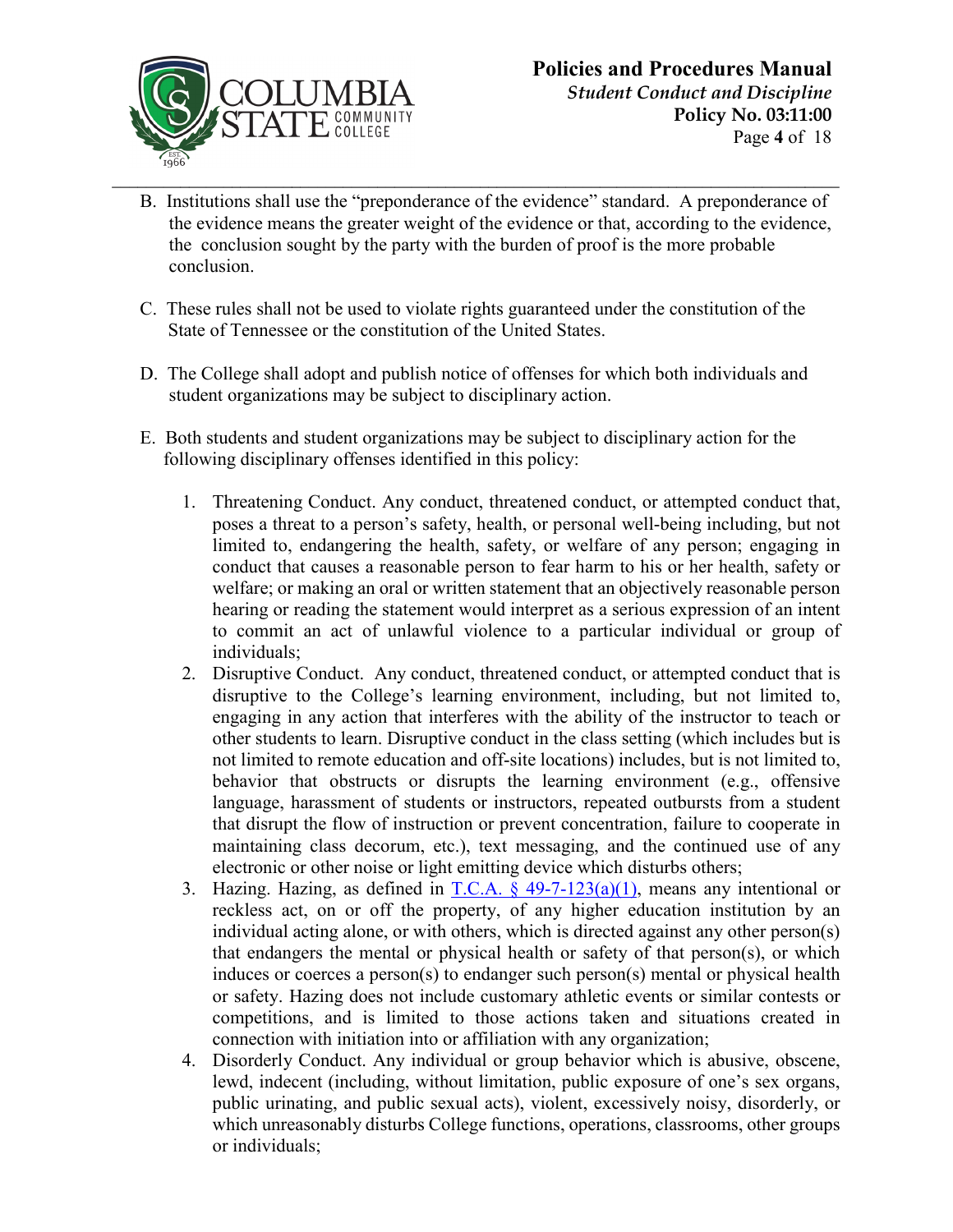B. Institutions shall use the "preponderance of the evidence" standard. A preponderance of the evidence means the greater weight of the evidence or that, according to the evidence, the conclusion sought by the party with the burden of proof is the more probable conclusion.

C. These rules shall not be used to violate rights guaranteed under the constitution of the State of Tennessee or the constitution of the United States.

D. The College shall adopt and publish notice of offenses for which both individuals and student organizations may be subject to disciplinary action.

E. Both students and student organizations may be subject to disciplinary action for the following disciplinary offenses identified in this policy:

1. Threatening Conduct. Any conduct, threatened conduct, or attempted conduct that, poses a threat to a person's safety, health, or personal well-being including, but not limited to, endangering the health, safety, or welfare of any person; engaging in conduct that causes a reasonable person to fear harm to his or her health, safety or welfare; or making an oral or written statement that an objectively reasonable person hearing or reading the statement would interpret as a serious expression of an intent to commit an act of unlawful violence to a particular individual or group of individuals;
2. Disruptive Conduct. Any conduct, threatened conduct, or attempted conduct that is disruptive to the College's learning environment, including, but not limited to, engaging in any action that interferes with the ability of the instructor to teach or other students to learn. Disruptive conduct in the class setting (which includes but is not limited to remote education and off-site locations) includes, but is not limited to, behavior that obstructs or disrupts the learning environment (e.g., offensive language, harassment of students or instructors, repeated outbursts from a student that disrupt the flow of instruction or prevent concentration, failure to cooperate in maintaining class decorum, etc.), text messaging, and the continued use of any electronic or other noise or light emitting device which disturbs others;
3. Hazing. Hazing, as defined in T.C.A. § 49-7-123(a)(1), means any intentional or reckless act, on or off the property, of any higher education institution by an individual acting alone, or with others, which is directed against any other person(s) that endangers the mental or physical health or safety of that person(s), or which induces or coerces a person(s) to endanger such person(s) mental or physical health or safety. Hazing does not include customary athletic events or similar contests or competitions, and is limited to those actions taken and situations created in connection with initiation into or affiliation with any organization;
4. Disorderly Conduct. Any individual or group behavior which is abusive, obscene, lewd, indecent (including, without limitation, public exposure of one's sex organs, public urinating, and public sexual acts), violent, excessively noisy, disorderly, or which unreasonably disturbs College functions, operations, classrooms, other groups or individuals;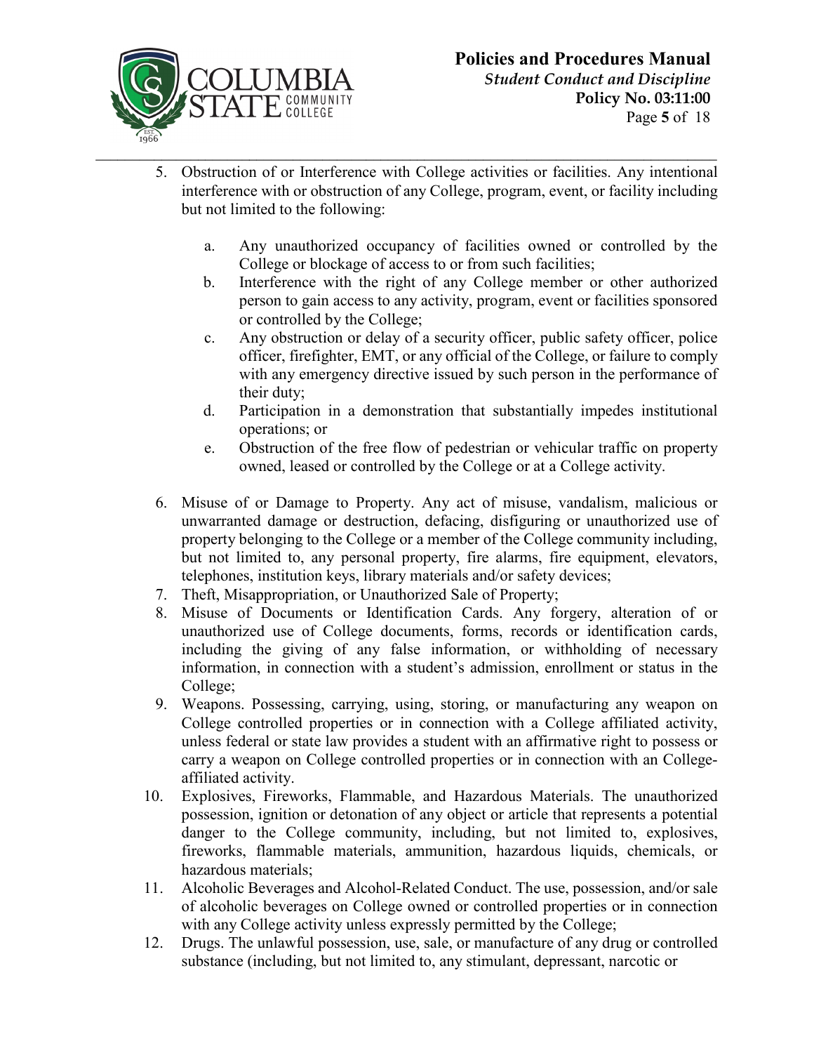5. Obstruction of or Interference with College activities or facilities. Any intentional interference with or obstruction of any College, program, event, or facility including but not limited to the following:

   a. Any unauthorized occupancy of facilities owned or controlled by the College or blockage of access to or from such facilities;
   b. Interference with the right of any College member or other authorized person to gain access to any activity, program, event or facilities sponsored or controlled by the College;
   c. Any obstruction or delay of a security officer, public safety officer, police officer, firefighter, EMT, or any official of the College, or failure to comply with any emergency directive issued by such person in the performance of their duty;
   d. Participation in a demonstration that substantially impedes institutional operations; or
   e. Obstruction of the free flow of pedestrian or vehicular traffic on property owned, leased or controlled by the College or at a College activity.

6. Misuse of or Damage to Property. Any act of misuse, vandalism, malicious or unwarranted damage or destruction, defacing, disfiguring or unauthorized use of property belonging to the College or a member of the College community including, but not limited to, any personal property, fire alarms, fire equipment, elevators, telephones, institution keys, library materials and/or safety devices;
7. Theft, Misappropriation, or Unauthorized Sale of Property;
8. Misuse of Documents or Identification Cards. Any forgery, alteration of or unauthorized use of College documents, forms, records or identification cards, including the giving of any false information, or withholding of necessary information, in connection with a student's admission, enrollment or status in the College;
9. Weapons. Possessing, carrying, using, storing, or manufacturing any weapon on College controlled properties or in connection with a College affiliated activity, unless federal or state law provides a student with an affirmative right to possess or carry a weapon on College controlled properties or in connection with an College-affiliated activity.
10. Explosives, Fireworks, Flammable, and Hazardous Materials. The unauthorized possession, ignition or detonation of any object or article that represents a potential danger to the College community, including, but not limited to, explosives, fireworks, flammable materials, ammunition, hazardous liquids, chemicals, or hazardous materials;
11. Alcoholic Beverages and Alcohol-Related Conduct. The use, possession, and/or sale of alcoholic beverages on College owned or controlled properties or in connection with any College activity unless expressly permitted by the College;
12. Drugs. The unlawful possession, use, sale, or manufacture of any drug or controlled substance (including, but not limited to, any stimulant, depressant, narcotic or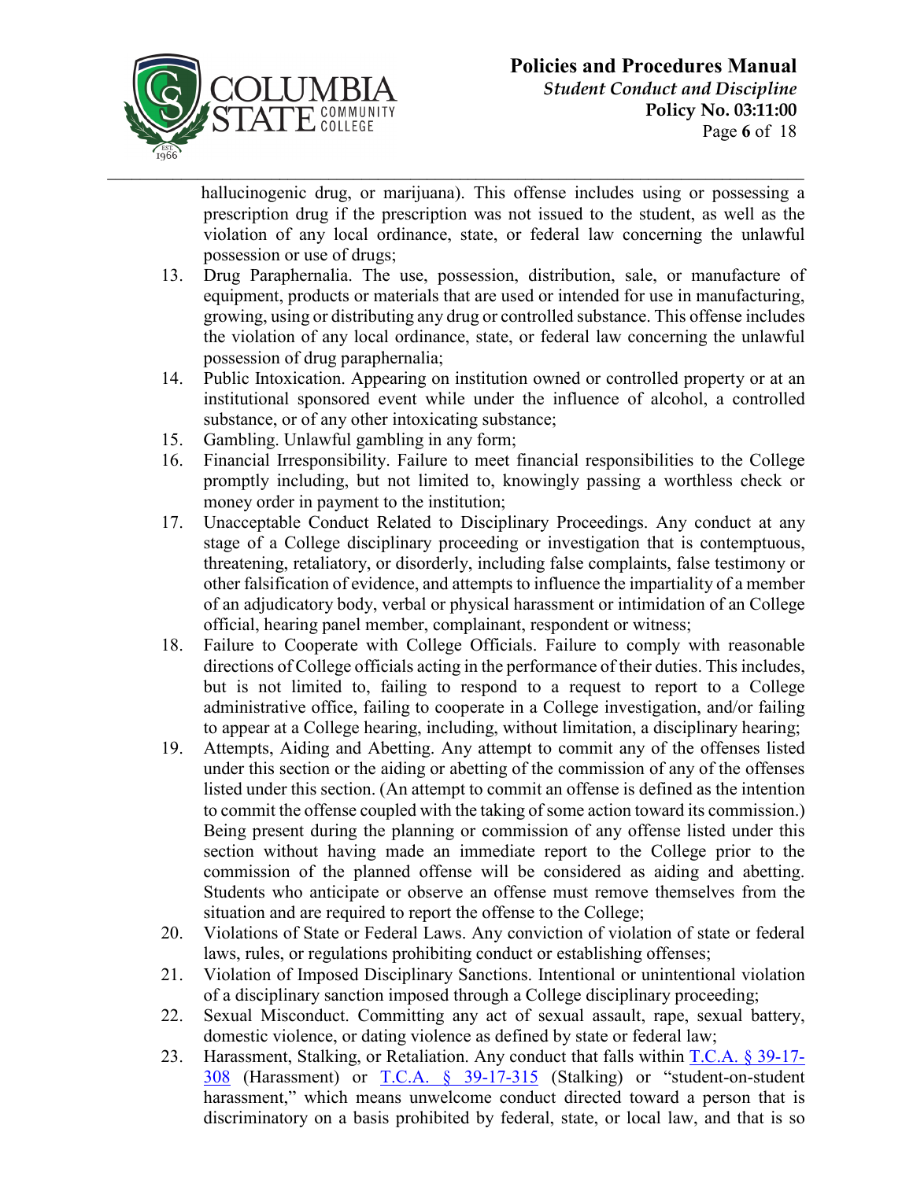hallucinogenic drug, or marijuana). This offense includes using or possessing a prescription drug if the prescription was not issued to the student, as well as the violation of any local ordinance, state, or federal law concerning the unlawful possession or use of drugs;

13. Drug Paraphernalia. The use, possession, distribution, sale, or manufacture of equipment, products or materials that are used or intended for use in manufacturing, growing, using or distributing any drug or controlled substance. This offense includes the violation of any local ordinance, state, or federal law concerning the unlawful possession of drug paraphernalia;
14. Public Intoxication. Appearing on institution owned or controlled property or at an institutional sponsored event while under the influence of alcohol, a controlled substance, or of any other intoxicating substance;
15. Gambling. Unlawful gambling in any form;
16. Financial Irresponsibility. Failure to meet financial responsibilities to the College promptly including, but not limited to, knowingly passing a worthless check or money order in payment to the institution;
17. Unacceptable Conduct Related to Disciplinary Proceedings. Any conduct at any stage of a College disciplinary proceeding or investigation that is contemptuous, threatening, retaliatory, or disorderly, including false complaints, false testimony or other falsification of evidence, and attempts to influence the impartiality of a member of an adjudicatory body, verbal or physical harassment or intimidation of an College official, hearing panel member, complainant, respondent or witness;
18. Failure to Cooperate with College Officials. Failure to comply with reasonable directions of College officials acting in the performance of their duties. This includes, but is not limited to, failing to respond to a request to report to a College administrative office, failing to cooperate in a College investigation, and/or failing to appear at a College hearing, including, without limitation, a disciplinary hearing;
19. Attempts, Aiding and Abetting. Any attempt to commit any of the offenses listed under this section or the aiding or abetting of the commission of any of the offenses listed under this section. (An attempt to commit an offense is defined as the intention to commit the offense coupled with the taking of some action toward its commission.) Being present during the planning or commission of any offense listed under this section without having made an immediate report to the College prior to the commission of the planned offense will be considered as aiding and abetting. Students who anticipate or observe an offense must remove themselves from the situation and are required to report the offense to the College;
20. Violations of State or Federal Laws. Any conviction of violation of state or federal laws, rules, or regulations prohibiting conduct or establishing offenses;
21. Violation of Imposed Disciplinary Sanctions. Intentional or unintentional violation of a disciplinary sanction imposed through a College disciplinary proceeding;
22. Sexual Misconduct. Committing any act of sexual assault, rape, sexual battery, domestic violence, or dating violence as defined by state or federal law;
23. Harassment, Stalking, or Retaliation. Any conduct that falls within T.C.A. § 39-17-308 (Harassment) or T.C.A. § 39-17-315 (Stalking) or "student-on-student harassment," which means unwelcome conduct directed toward a person that is discriminatory on a basis prohibited by federal, state, or local law, and that is so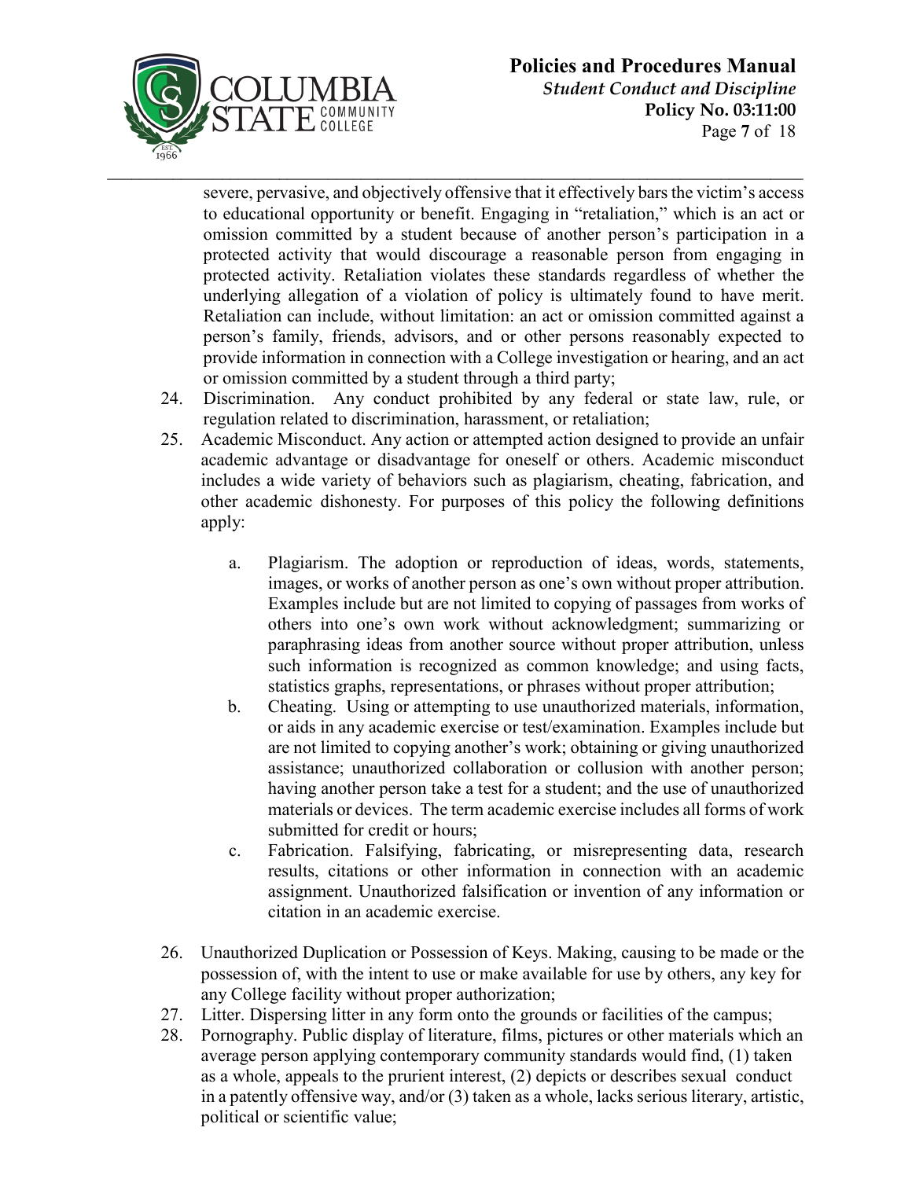severe, pervasive, and objectively offensive that it effectively bars the victim's access to educational opportunity or benefit. Engaging in "retaliation," which is an act or omission committed by a student because of another person's participation in a protected activity that would discourage a reasonable person from engaging in protected activity. Retaliation violates these standards regardless of whether the underlying allegation of a violation of policy is ultimately found to have merit. Retaliation can include, without limitation: an act or omission committed against a person's family, friends, advisors, and or other persons reasonably expected to provide information in connection with a College investigation or hearing, and an act or omission committed by a student through a third party;

24. Discrimination. Any conduct prohibited by any federal or state law, rule, or regulation related to discrimination, harassment, or retaliation;
25. Academic Misconduct. Any action or attempted action designed to provide an unfair academic advantage or disadvantage for oneself or others. Academic misconduct includes a wide variety of behaviors such as plagiarism, cheating, fabrication, and other academic dishonesty. For purposes of this policy the following definitions apply:

    a. Plagiarism. The adoption or reproduction of ideas, words, statements, images, or works of another person as one's own without proper attribution. Examples include but are not limited to copying of passages from works of others into one's own work without acknowledgment; summarizing or paraphrasing ideas from another source without proper attribution, unless such information is recognized as common knowledge; and using facts, statistics graphs, representations, or phrases without proper attribution;
    b. Cheating. Using or attempting to use unauthorized materials, information, or aids in any academic exercise or test/examination. Examples include but are not limited to copying another's work; obtaining or giving unauthorized assistance; unauthorized collaboration or collusion with another person; having another person take a test for a student; and the use of unauthorized materials or devices. The term academic exercise includes all forms of work submitted for credit or hours;
    c. Fabrication. Falsifying, fabricating, or misrepresenting data, research results, citations or other information in connection with an academic assignment. Unauthorized falsification or invention of any information or citation in an academic exercise.

26. Unauthorized Duplication or Possession of Keys. Making, causing to be made or the possession of, with the intent to use or make available for use by others, any key for any College facility without proper authorization;
27. Litter. Dispersing litter in any form onto the grounds or facilities of the campus;
28. Pornography. Public display of literature, films, pictures or other materials which an average person applying contemporary community standards would find, (1) taken as a whole, appeals to the prurient interest, (2) depicts or describes sexual conduct in a patently offensive way, and/or (3) taken as a whole, lacks serious literary, artistic, political or scientific value;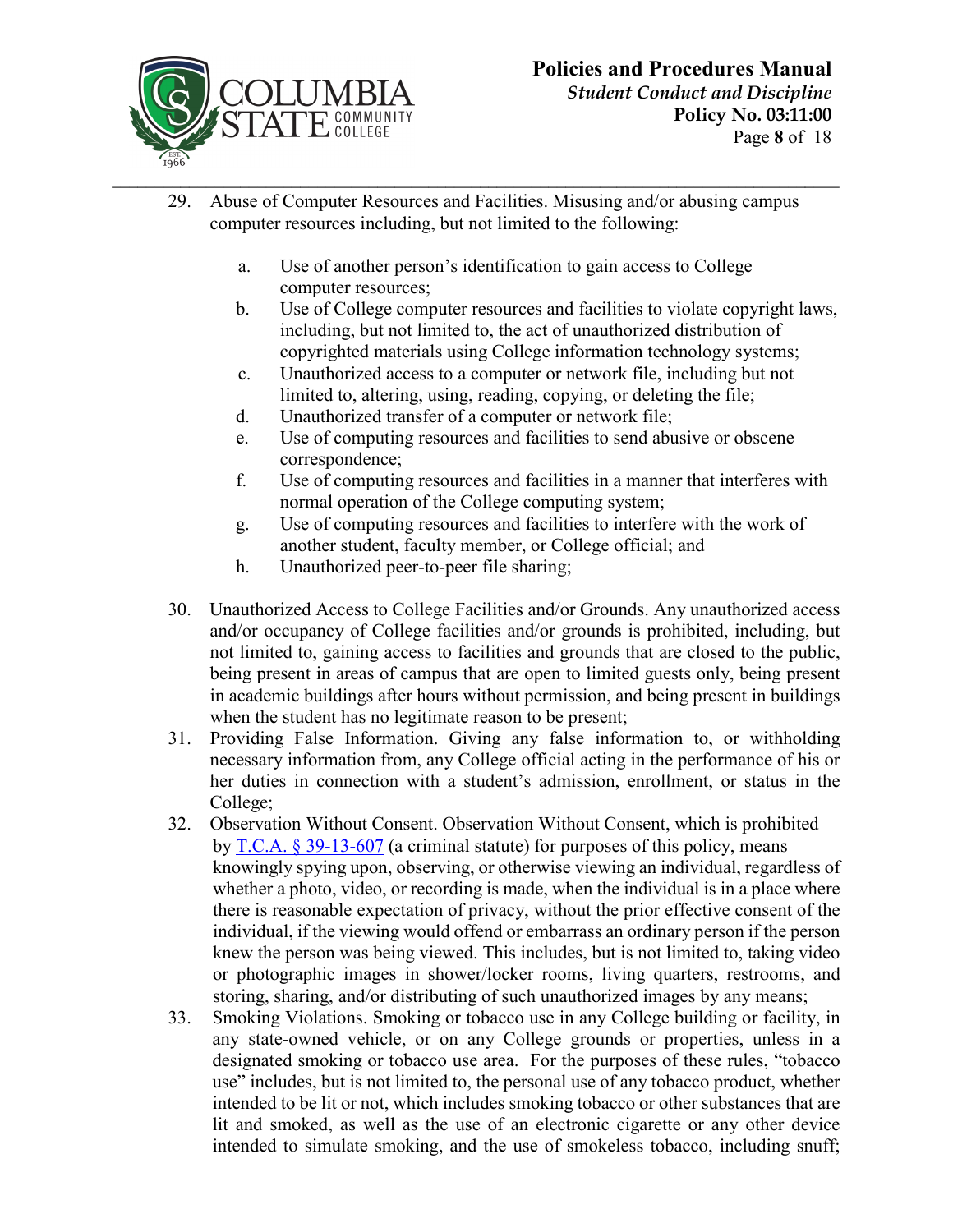29. Abuse of Computer Resources and Facilities. Misusing and/or abusing campus computer resources including, but not limited to the following:

    a. Use of another person's identification to gain access to College computer resources;
    b. Use of College computer resources and facilities to violate copyright laws, including, but not limited to, the act of unauthorized distribution of copyrighted materials using College information technology systems;
    c. Unauthorized access to a computer or network file, including but not limited to, altering, using, reading, copying, or deleting the file;
    d. Unauthorized transfer of a computer or network file;
    e. Use of computing resources and facilities to send abusive or obscene correspondence;
    f. Use of computing resources and facilities in a manner that interferes with normal operation of the College computing system;
    g. Use of computing resources and facilities to interfere with the work of another student, faculty member, or College official; and
    h. Unauthorized peer-to-peer file sharing;

30. Unauthorized Access to College Facilities and/or Grounds. Any unauthorized access and/or occupancy of College facilities and/or grounds is prohibited, including, but not limited to, gaining access to facilities and grounds that are closed to the public, being present in areas of campus that are open to limited guests only, being present in academic buildings after hours without permission, and being present in buildings when the student has no legitimate reason to be present;
31. Providing False Information. Giving any false information to, or withholding necessary information from, any College official acting in the performance of his or her duties in connection with a student's admission, enrollment, or status in the College;
32. Observation Without Consent. Observation Without Consent, which is prohibited by T.C.A. § 39-13-607 (a criminal statute) for purposes of this policy, means knowingly spying upon, observing, or otherwise viewing an individual, regardless of whether a photo, video, or recording is made, when the individual is in a place where there is reasonable expectation of privacy, without the prior effective consent of the individual, if the viewing would offend or embarrass an ordinary person if the person knew the person was being viewed. This includes, but is not limited to, taking video or photographic images in shower/locker rooms, living quarters, restrooms, and storing, sharing, and/or distributing of such unauthorized images by any means;
33. Smoking Violations. Smoking or tobacco use in any College building or facility, in any state-owned vehicle, or on any College grounds or properties, unless in a designated smoking or tobacco use area. For the purposes of these rules, "tobacco use" includes, but is not limited to, the personal use of any tobacco product, whether intended to be lit or not, which includes smoking tobacco or other substances that are lit and smoked, as well as the use of an electronic cigarette or any other device intended to simulate smoking, and the use of smokeless tobacco, including snuff;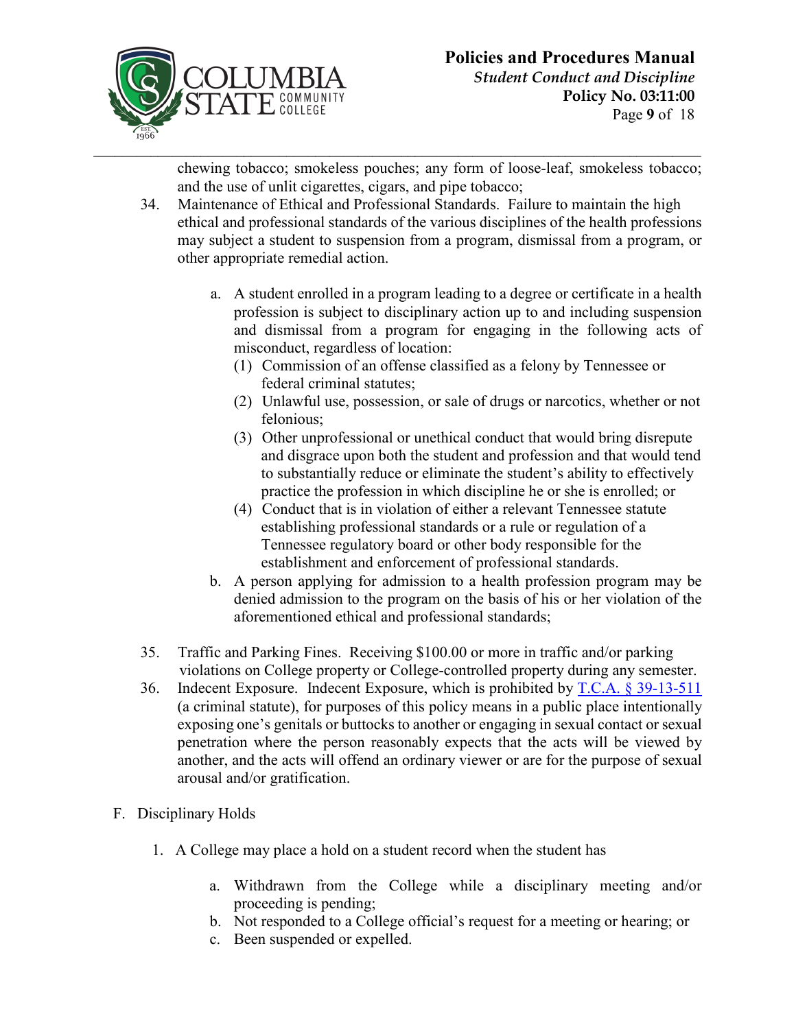chewing tobacco; smokeless pouches; any form of loose-leaf, smokeless tobacco; and the use of unlit cigarettes, cigars, and pipe tobacco;

34. Maintenance of Ethical and Professional Standards. Failure to maintain the high ethical and professional standards of the various disciplines of the health professions may subject a student to suspension from a program, dismissal from a program, or other appropriate remedial action.

    a. A student enrolled in a program leading to a degree or certificate in a health profession is subject to disciplinary action up to and including suspension and dismissal from a program for engaging in the following acts of misconduct, regardless of location:
        (1) Commission of an offense classified as a felony by Tennessee or federal criminal statutes;
        (2) Unlawful use, possession, or sale of drugs or narcotics, whether or not felonious;
        (3) Other unprofessional or unethical conduct that would bring disrepute and disgrace upon both the student and profession and that would tend to substantially reduce or eliminate the student's ability to effectively practice the profession in which discipline he or she is enrolled; or
        (4) Conduct that is in violation of either a relevant Tennessee statute establishing professional standards or a rule or regulation of a Tennessee regulatory board or other body responsible for the establishment and enforcement of professional standards.

    b. A person applying for admission to a health profession program may be denied admission to the program on the basis of his or her violation of the aforementioned ethical and professional standards;

35. Traffic and Parking Fines. Receiving $100.00 or more in traffic and/or parking violations on College property or College-controlled property during any semester.

36. Indecent Exposure. Indecent Exposure, which is prohibited by T.C.A. § 39-13-511 (a criminal statute), for purposes of this policy means in a public place intentionally exposing one's genitals or buttocks to another or engaging in sexual contact or sexual penetration where the person reasonably expects that the acts will be viewed by another, and the acts will offend an ordinary viewer or are for the purpose of sexual arousal and/or gratification.

F. Disciplinary Holds

1. A College may place a hold on a student record when the student has

    a. Withdrawn from the College while a disciplinary meeting and/or proceeding is pending;
    b. Not responded to a College official's request for a meeting or hearing; or
    c. Been suspended or expelled.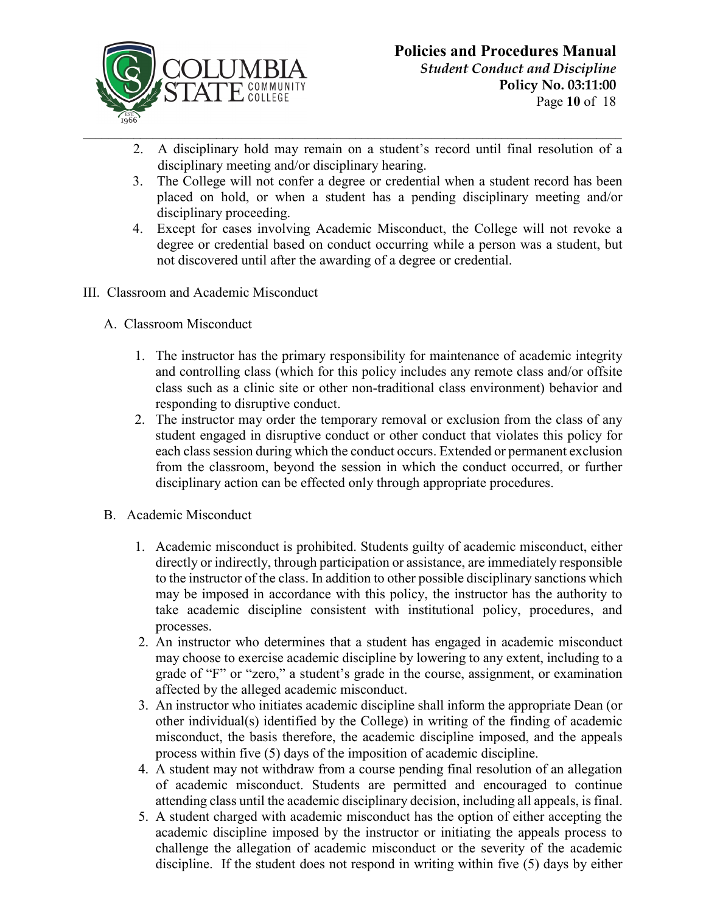2. A disciplinary hold may remain on a student's record until final resolution of a disciplinary meeting and/or disciplinary hearing.
3. The College will not confer a degree or credential when a student record has been placed on hold, or when a student has a pending disciplinary meeting and/or disciplinary proceeding.
4. Except for cases involving Academic Misconduct, the College will not revoke a degree or credential based on conduct occurring while a person was a student, but not discovered until after the awarding of a degree or credential.

## III. Classroom and Academic Misconduct

### A. Classroom Misconduct

1. The instructor has the primary responsibility for maintenance of academic integrity and controlling class (which for this policy includes any remote class and/or offsite class such as a clinic site or other non-traditional class environment) behavior and responding to disruptive conduct.
2. The instructor may order the temporary removal or exclusion from the class of any student engaged in disruptive conduct or other conduct that violates this policy for each class session during which the conduct occurs. Extended or permanent exclusion from the classroom, beyond the session in which the conduct occurred, or further disciplinary action can be effected only through appropriate procedures.

### B. Academic Misconduct

1. Academic misconduct is prohibited. Students guilty of academic misconduct, either directly or indirectly, through participation or assistance, are immediately responsible to the instructor of the class. In addition to other possible disciplinary sanctions which may be imposed in accordance with this policy, the instructor has the authority to take academic discipline consistent with institutional policy, procedures, and processes.
2. An instructor who determines that a student has engaged in academic misconduct may choose to exercise academic discipline by lowering to any extent, including to a grade of "F" or "zero," a student's grade in the course, assignment, or examination affected by the alleged academic misconduct.
3. An instructor who initiates academic discipline shall inform the appropriate Dean (or other individual(s) identified by the College) in writing of the finding of academic misconduct, the basis therefore, the academic discipline imposed, and the appeals process within five (5) days of the imposition of academic discipline.
4. A student may not withdraw from a course pending final resolution of an allegation of academic misconduct. Students are permitted and encouraged to continue attending class until the academic disciplinary decision, including all appeals, is final.
5. A student charged with academic misconduct has the option of either accepting the academic discipline imposed by the instructor or initiating the appeals process to challenge the allegation of academic misconduct or the severity of the academic discipline. If the student does not respond in writing within five (5) days by either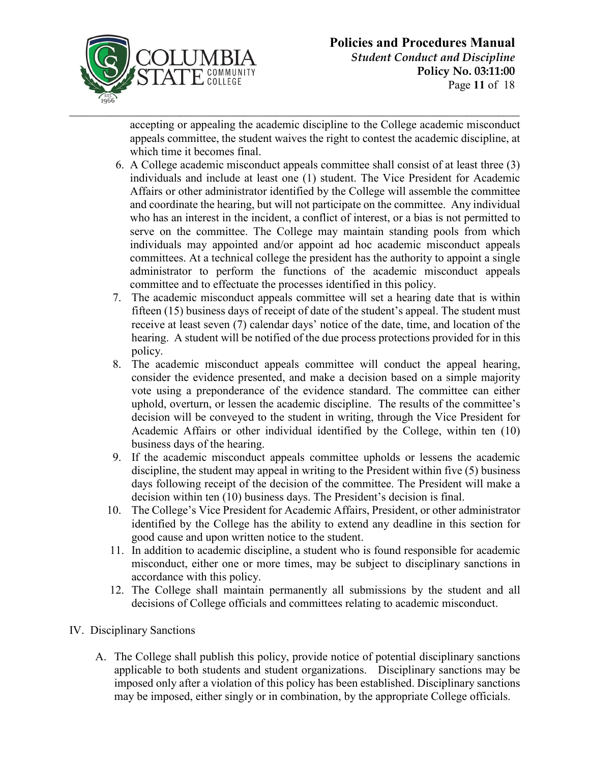accepting or appealing the academic discipline to the College academic misconduct appeals committee, the student waives the right to contest the academic discipline, at which time it becomes final.

6. A College academic misconduct appeals committee shall consist of at least three (3) individuals and include at least one (1) student. The Vice President for Academic Affairs or other administrator identified by the College will assemble the committee and coordinate the hearing, but will not participate on the committee. Any individual who has an interest in the incident, a conflict of interest, or a bias is not permitted to serve on the committee. The College may maintain standing pools from which individuals may appointed and/or appoint ad hoc academic misconduct appeals committees. At a technical college the president has the authority to appoint a single administrator to perform the functions of the academic misconduct appeals committee and to effectuate the processes identified in this policy.
7. The academic misconduct appeals committee will set a hearing date that is within fifteen (15) business days of receipt of date of the student's appeal. The student must receive at least seven (7) calendar days' notice of the date, time, and location of the hearing. A student will be notified of the due process protections provided for in this policy.
8. The academic misconduct appeals committee will conduct the appeal hearing, consider the evidence presented, and make a decision based on a simple majority vote using a preponderance of the evidence standard. The committee can either uphold, overturn, or lessen the academic discipline. The results of the committee's decision will be conveyed to the student in writing, through the Vice President for Academic Affairs or other individual identified by the College, within ten (10) business days of the hearing.
9. If the academic misconduct appeals committee upholds or lessens the academic discipline, the student may appeal in writing to the President within five (5) business days following receipt of the decision of the committee. The President will make a decision within ten (10) business days. The President's decision is final.
10. The College's Vice President for Academic Affairs, President, or other administrator identified by the College has the ability to extend any deadline in this section for good cause and upon written notice to the student.
11. In addition to academic discipline, a student who is found responsible for academic misconduct, either one or more times, may be subject to disciplinary sanctions in accordance with this policy.
12. The College shall maintain permanently all submissions by the student and all decisions of College officials and committees relating to academic misconduct.

IV. Disciplinary Sanctions

A. The College shall publish this policy, provide notice of potential disciplinary sanctions applicable to both students and student organizations. Disciplinary sanctions may be imposed only after a violation of this policy has been established. Disciplinary sanctions may be imposed, either singly or in combination, by the appropriate College officials.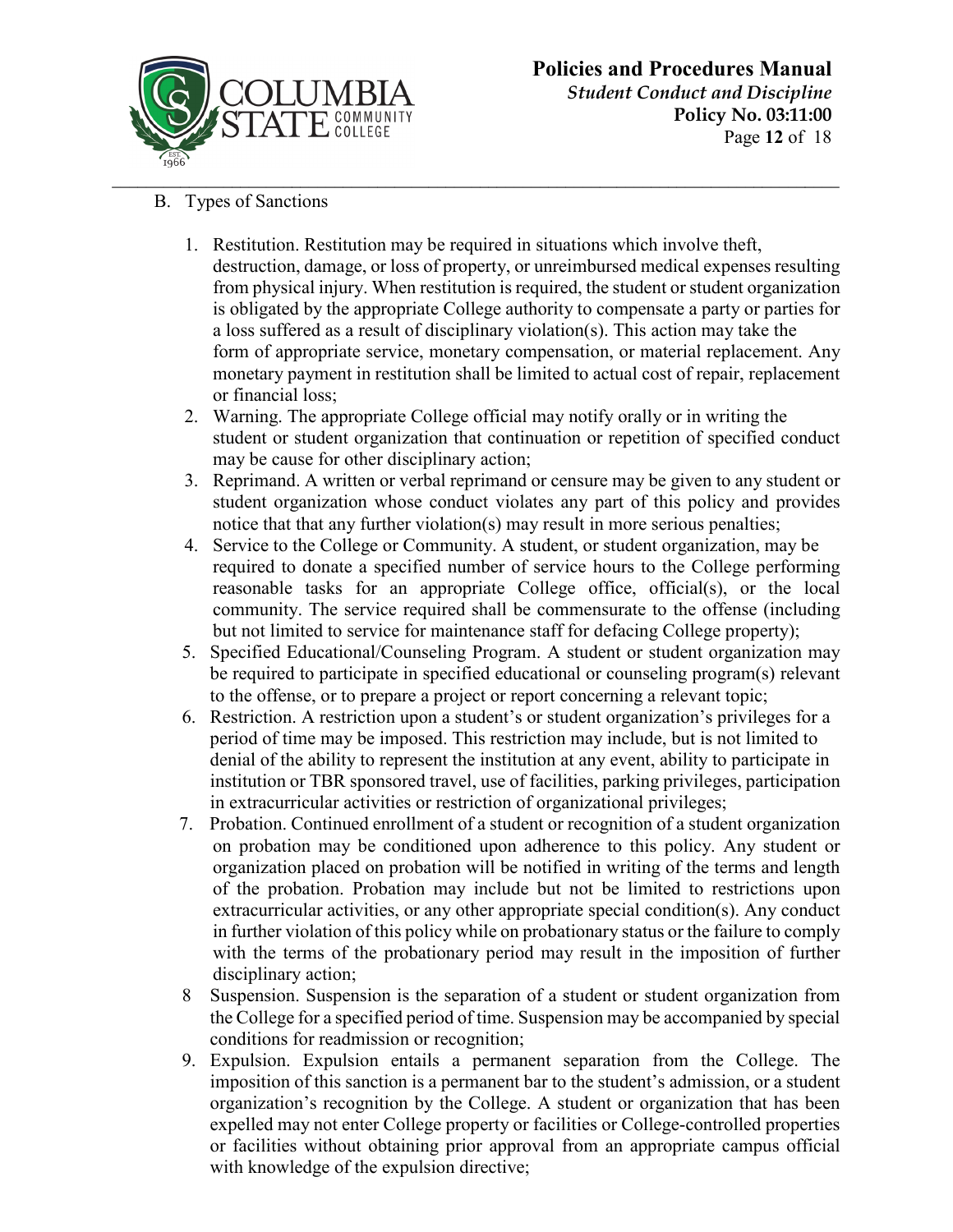B. Types of Sanctions

1. Restitution. Restitution may be required in situations which involve theft, destruction, damage, or loss of property, or unreimbursed medical expenses resulting from physical injury. When restitution is required, the student or student organization is obligated by the appropriate College authority to compensate a party or parties for a loss suffered as a result of disciplinary violation(s). This action may take the form of appropriate service, monetary compensation, or material replacement. Any monetary payment in restitution shall be limited to actual cost of repair, replacement or financial loss;
2. Warning. The appropriate College official may notify orally or in writing the student or student organization that continuation or repetition of specified conduct may be cause for other disciplinary action;
3. Reprimand. A written or verbal reprimand or censure may be given to any student or student organization whose conduct violates any part of this policy and provides notice that that any further violation(s) may result in more serious penalties;
4. Service to the College or Community. A student, or student organization, may be required to donate a specified number of service hours to the College performing reasonable tasks for an appropriate College office, official(s), or the local community. The service required shall be commensurate to the offense (including but not limited to service for maintenance staff for defacing College property);
5. Specified Educational/Counseling Program. A student or student organization may be required to participate in specified educational or counseling program(s) relevant to the offense, or to prepare a project or report concerning a relevant topic;
6. Restriction. A restriction upon a student's or student organization's privileges for a period of time may be imposed. This restriction may include, but is not limited to denial of the ability to represent the institution at any event, ability to participate in institution or TBR sponsored travel, use of facilities, parking privileges, participation in extracurricular activities or restriction of organizational privileges;
7. Probation. Continued enrollment of a student or recognition of a student organization on probation may be conditioned upon adherence to this policy. Any student or organization placed on probation will be notified in writing of the terms and length of the probation. Probation may include but not be limited to restrictions upon extracurricular activities, or any other appropriate special condition(s). Any conduct in further violation of this policy while on probationary status or the failure to comply with the terms of the probationary period may result in the imposition of further disciplinary action;
8. Suspension. Suspension is the separation of a student or student organization from the College for a specified period of time. Suspension may be accompanied by special conditions for readmission or recognition;
9. Expulsion. Expulsion entails a permanent separation from the College. The imposition of this sanction is a permanent bar to the student's admission, or a student organization's recognition by the College. A student or organization that has been expelled may not enter College property or facilities or College-controlled properties or facilities without obtaining prior approval from an appropriate campus official with knowledge of the expulsion directive;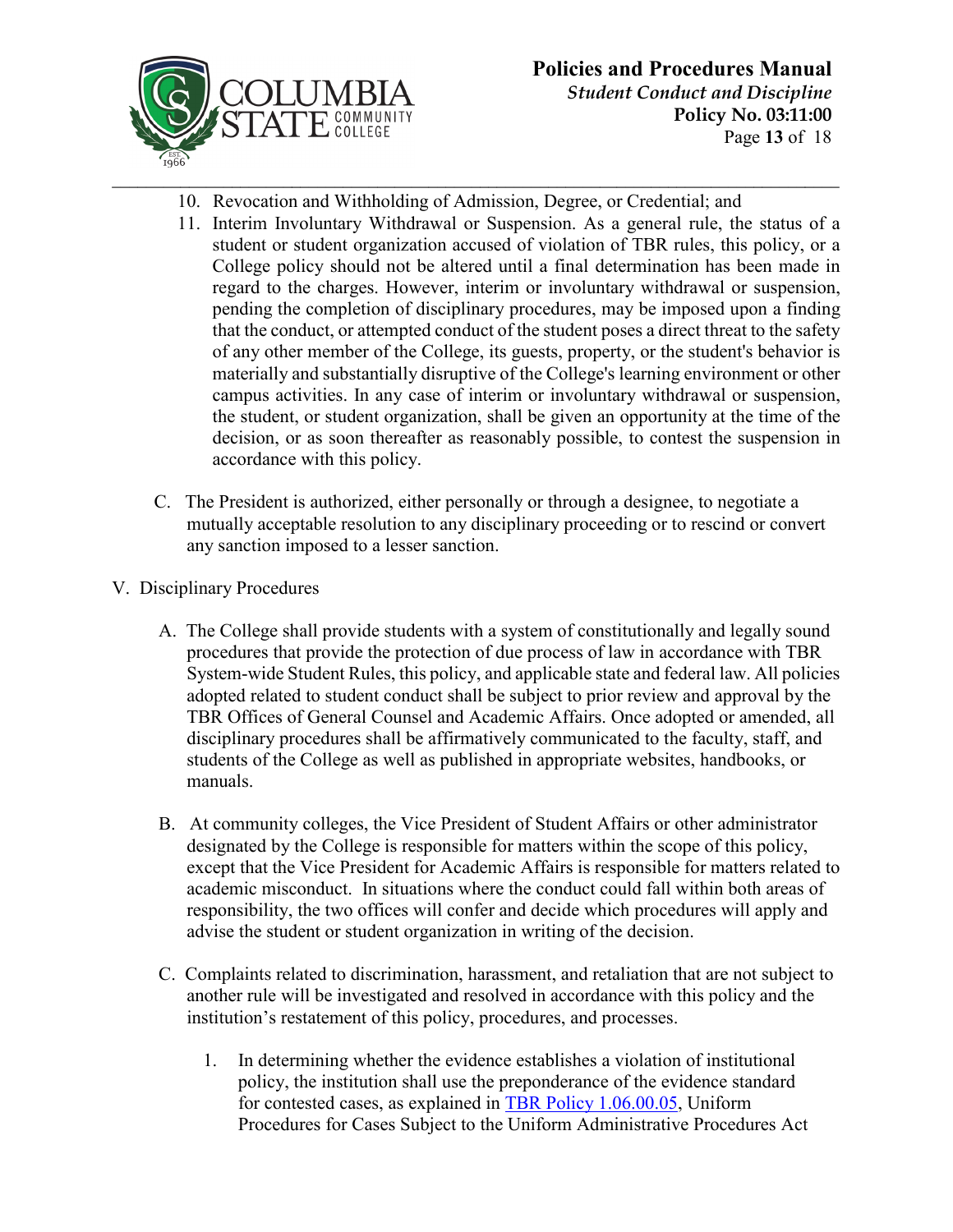10. Revocation and Withholding of Admission, Degree, or Credential; and
11. Interim Involuntary Withdrawal or Suspension. As a general rule, the status of a student or student organization accused of violation of TBR rules, this policy, or a College policy should not be altered until a final determination has been made in regard to the charges. However, interim or involuntary withdrawal or suspension, pending the completion of disciplinary procedures, may be imposed upon a finding that the conduct, or attempted conduct of the student poses a direct threat to the safety of any other member of the College, its guests, property, or the student's behavior is materially and substantially disruptive of the College's learning environment or other campus activities. In any case of interim or involuntary withdrawal or suspension, the student, or student organization, shall be given an opportunity at the time of the decision, or as soon thereafter as reasonably possible, to contest the suspension in accordance with this policy.

C. The President is authorized, either personally or through a designee, to negotiate a mutually acceptable resolution to any disciplinary proceeding or to rescind or convert any sanction imposed to a lesser sanction.

V. Disciplinary Procedures

A. The College shall provide students with a system of constitutionally and legally sound procedures that provide the protection of due process of law in accordance with TBR System-wide Student Rules, this policy, and applicable state and federal law. All policies adopted related to student conduct shall be subject to prior review and approval by the TBR Offices of General Counsel and Academic Affairs. Once adopted or amended, all disciplinary procedures shall be affirmatively communicated to the faculty, staff, and students of the College as well as published in appropriate websites, handbooks, or manuals.

B. At community colleges, the Vice President of Student Affairs or other administrator designated by the College is responsible for matters within the scope of this policy, except that the Vice President for Academic Affairs is responsible for matters related to academic misconduct. In situations where the conduct could fall within both areas of responsibility, the two offices will confer and decide which procedures will apply and advise the student or student organization in writing of the decision.

C. Complaints related to discrimination, harassment, and retaliation that are not subject to another rule will be investigated and resolved in accordance with this policy and the institution's restatement of this policy, procedures, and processes.

1. In determining whether the evidence establishes a violation of institutional policy, the institution shall use the preponderance of the evidence standard for contested cases, as explained in TBR Policy 1.06.00.05, Uniform Procedures for Cases Subject to the Uniform Administrative Procedures Act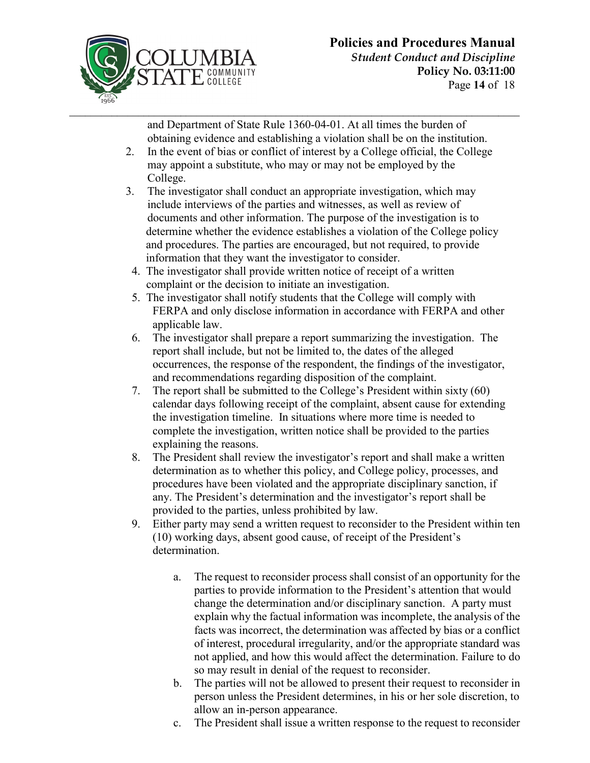and Department of State Rule 1360-04-01. At all times the burden of obtaining evidence and establishing a violation shall be on the institution.

2. In the event of bias or conflict of interest by a College official, the College may appoint a substitute, who may or may not be employed by the College.
3. The investigator shall conduct an appropriate investigation, which may include interviews of the parties and witnesses, as well as review of documents and other information. The purpose of the investigation is to determine whether the evidence establishes a violation of the College policy and procedures. The parties are encouraged, but not required, to provide information that they want the investigator to consider.
4. The investigator shall provide written notice of receipt of a written complaint or the decision to initiate an investigation.
5. The investigator shall notify students that the College will comply with FERPA and only disclose information in accordance with FERPA and other applicable law.
6. The investigator shall prepare a report summarizing the investigation. The report shall include, but not be limited to, the dates of the alleged occurrences, the response of the respondent, the findings of the investigator, and recommendations regarding disposition of the complaint.
7. The report shall be submitted to the College's President within sixty (60) calendar days following receipt of the complaint, absent cause for extending the investigation timeline. In situations where more time is needed to complete the investigation, written notice shall be provided to the parties explaining the reasons.
8. The President shall review the investigator's report and shall make a written determination as to whether this policy, and College policy, processes, and procedures have been violated and the appropriate disciplinary sanction, if any. The President's determination and the investigator's report shall be provided to the parties, unless prohibited by law.
9. Either party may send a written request to reconsider to the President within ten (10) working days, absent good cause, of receipt of the President's determination.

   a. The request to reconsider process shall consist of an opportunity for the parties to provide information to the President's attention that would change the determination and/or disciplinary sanction. A party must explain why the factual information was incomplete, the analysis of the facts was incorrect, the determination was affected by bias or a conflict of interest, procedural irregularity, and/or the appropriate standard was not applied, and how this would affect the determination. Failure to do so may result in denial of the request to reconsider.
   b. The parties will not be allowed to present their request to reconsider in person unless the President determines, in his or her sole discretion, to allow an in-person appearance.
   c. The President shall issue a written response to the request to reconsider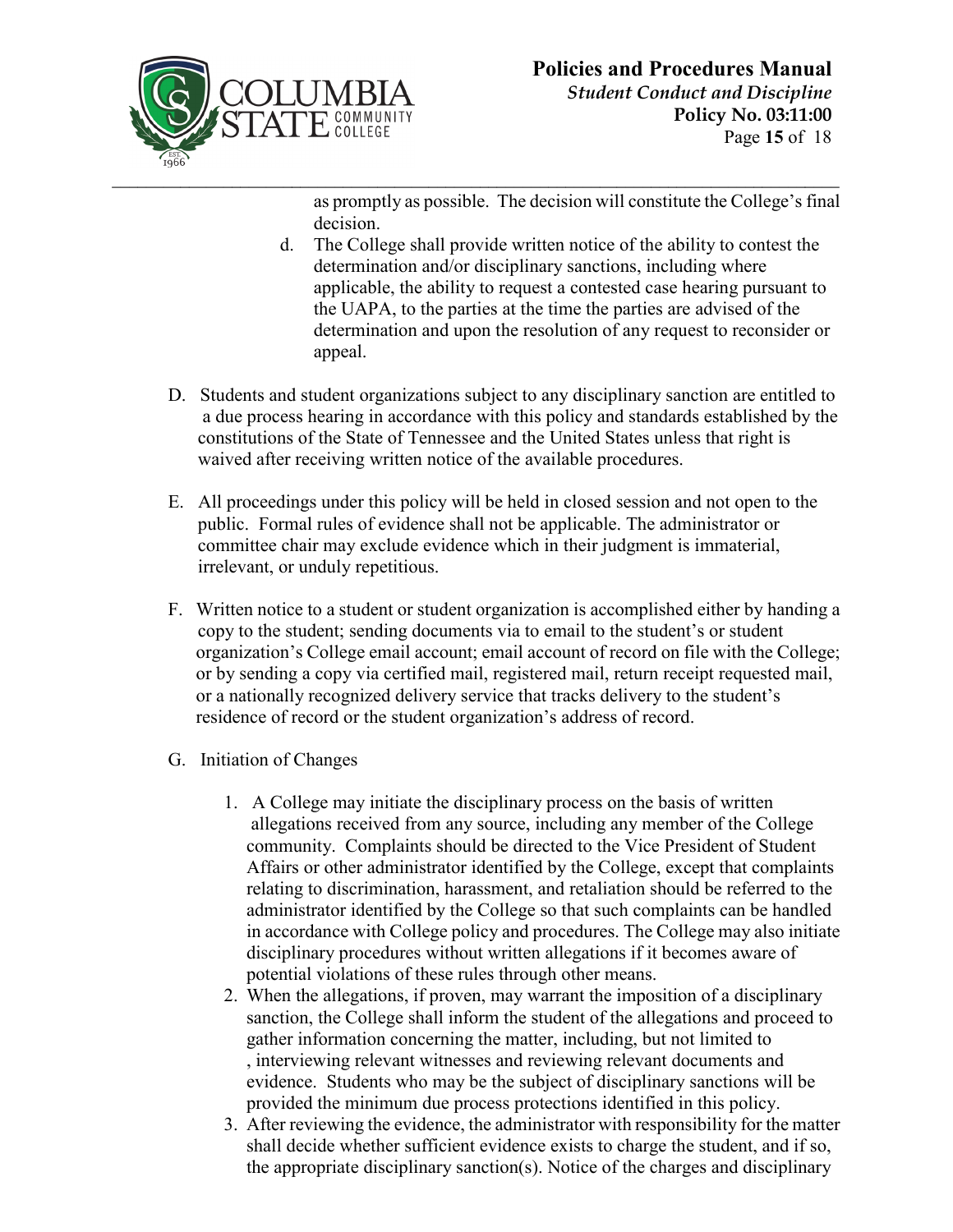as promptly as possible. The decision will constitute the College's final decision.

d. The College shall provide written notice of the ability to contest the determination and/or disciplinary sanctions, including where applicable, the ability to request a contested case hearing pursuant to the UAPA, to the parties at the time the parties are advised of the determination and upon the resolution of any request to reconsider or appeal.

D. Students and student organizations subject to any disciplinary sanction are entitled to a due process hearing in accordance with this policy and standards established by the constitutions of the State of Tennessee and the United States unless that right is waived after receiving written notice of the available procedures.

E. All proceedings under this policy will be held in closed session and not open to the public. Formal rules of evidence shall not be applicable. The administrator or committee chair may exclude evidence which in their judgment is immaterial, irrelevant, or unduly repetitious.

F. Written notice to a student or student organization is accomplished either by handing a copy to the student; sending documents via to email to the student's or student organization's College email account; email account of record on file with the College; or by sending a copy via certified mail, registered mail, return receipt requested mail, or a nationally recognized delivery service that tracks delivery to the student's residence of record or the student organization's address of record.

G. Initiation of Changes

1. A College may initiate the disciplinary process on the basis of written allegations received from any source, including any member of the College community. Complaints should be directed to the Vice President of Student Affairs or other administrator identified by the College, except that complaints relating to discrimination, harassment, and retaliation should be referred to the administrator identified by the College so that such complaints can be handled in accordance with College policy and procedures. The College may also initiate disciplinary procedures without written allegations if it becomes aware of potential violations of these rules through other means.
2. When the allegations, if proven, may warrant the imposition of a disciplinary sanction, the College shall inform the student of the allegations and proceed to gather information concerning the matter, including, but not limited to , interviewing relevant witnesses and reviewing relevant documents and evidence. Students who may be the subject of disciplinary sanctions will be provided the minimum due process protections identified in this policy.
3. After reviewing the evidence, the administrator with responsibility for the matter shall decide whether sufficient evidence exists to charge the student, and if so, the appropriate disciplinary sanction(s). Notice of the charges and disciplinary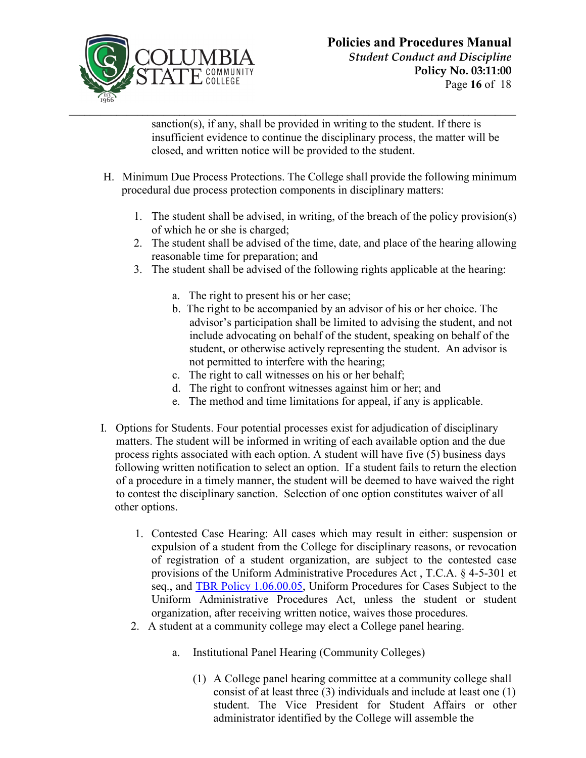sanction(s), if any, shall be provided in writing to the student. If there is insufficient evidence to continue the disciplinary process, the matter will be closed, and written notice will be provided to the student.

H. Minimum Due Process Protections. The College shall provide the following minimum procedural due process protection components in disciplinary matters:

1. The student shall be advised, in writing, of the breach of the policy provision(s) of which he or she is charged;
2. The student shall be advised of the time, date, and place of the hearing allowing reasonable time for preparation; and
3. The student shall be advised of the following rights applicable at the hearing:

    a. The right to present his or her case;
    b. The right to be accompanied by an advisor of his or her choice. The advisor's participation shall be limited to advising the student, and not include advocating on behalf of the student, speaking on behalf of the student, or otherwise actively representing the student. An advisor is not permitted to interfere with the hearing;
    c. The right to call witnesses on his or her behalf;
    d. The right to confront witnesses against him or her; and
    e. The method and time limitations for appeal, if any is applicable.

I. Options for Students. Four potential processes exist for adjudication of disciplinary matters. The student will be informed in writing of each available option and the due process rights associated with each option. A student will have five (5) business days following written notification to select an option. If a student fails to return the election of a procedure in a timely manner, the student will be deemed to have waived the right to contest the disciplinary sanction. Selection of one option constitutes waiver of all other options.

1. Contested Case Hearing: All cases which may result in either: suspension or expulsion of a student from the College for disciplinary reasons, or revocation of registration of a student organization, are subject to the contested case provisions of the Uniform Administrative Procedures Act , T.C.A. § 4-5-301 et seq., and [TBR Policy 1.06.00.05](), Uniform Procedures for Cases Subject to the Uniform Administrative Procedures Act, unless the student or student organization, after receiving written notice, waives those procedures.
2. A student at a community college may elect a College panel hearing.

    a. Institutional Panel Hearing (Community Colleges)

        (1) A College panel hearing committee at a community college shall consist of at least three (3) individuals and include at least one (1) student. The Vice President for Student Affairs or other administrator identified by the College will assemble the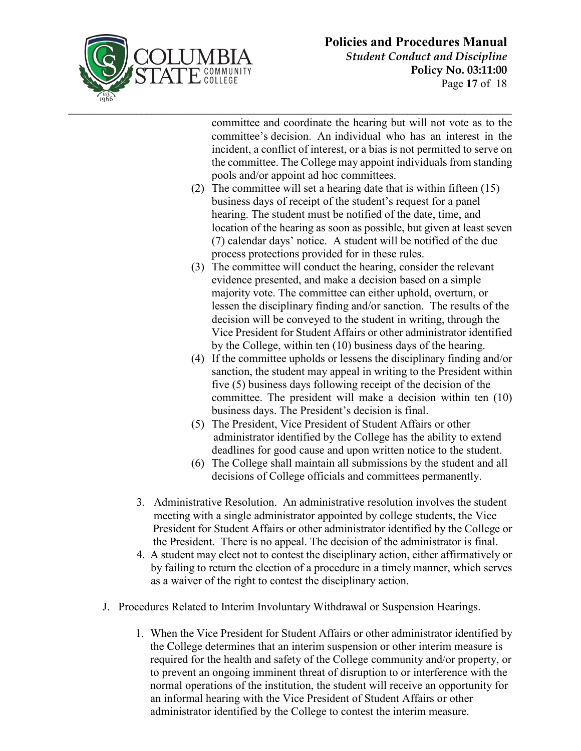committee and coordinate the hearing but will not vote as to the committee's decision. An individual who has an interest in the incident, a conflict of interest, or a bias is not permitted to serve on the committee. The College may appoint individuals from standing pools and/or appoint ad hoc committees.

(2) The committee will set a hearing date that is within fifteen (15) business days of receipt of the student's request for a panel hearing. The student must be notified of the date, time, and location of the hearing as soon as possible, but given at least seven (7) calendar days' notice. A student will be notified of the due process protections provided for in these rules.

(3) The committee will conduct the hearing, consider the relevant evidence presented, and make a decision based on a simple majority vote. The committee can either uphold, overturn, or lessen the disciplinary finding and/or sanction. The results of the decision will be conveyed to the student in writing, through the Vice President for Student Affairs or other administrator identified by the College, within ten (10) business days of the hearing.

(4) If the committee upholds or lessens the disciplinary finding and/or sanction, the student may appeal in writing to the President within five (5) business days following receipt of the decision of the committee. The president will make a decision within ten (10) business days. The President's decision is final.

(5) The President, Vice President of Student Affairs or other administrator identified by the College has the ability to extend deadlines for good cause and upon written notice to the student.

(6) The College shall maintain all submissions by the student and all decisions of College officials and committees permanently.

3. Administrative Resolution. An administrative resolution involves the student meeting with a single administrator appointed by college students, the Vice President for Student Affairs or other administrator identified by the College or the President. There is no appeal. The decision of the administrator is final.
4. A student may elect not to contest the disciplinary action, either affirmatively or by failing to return the election of a procedure in a timely manner, which serves as a waiver of the right to contest the disciplinary action.

J. Procedures Related to Interim Involuntary Withdrawal or Suspension Hearings.

1. When the Vice President for Student Affairs or other administrator identified by the College determines that an interim suspension or other interim measure is required for the health and safety of the College community and/or property, or to prevent an ongoing imminent threat of disruption to or interference with the normal operations of the institution, the student will receive an opportunity for an informal hearing with the Vice President of Student Affairs or other administrator identified by the College to contest the interim measure.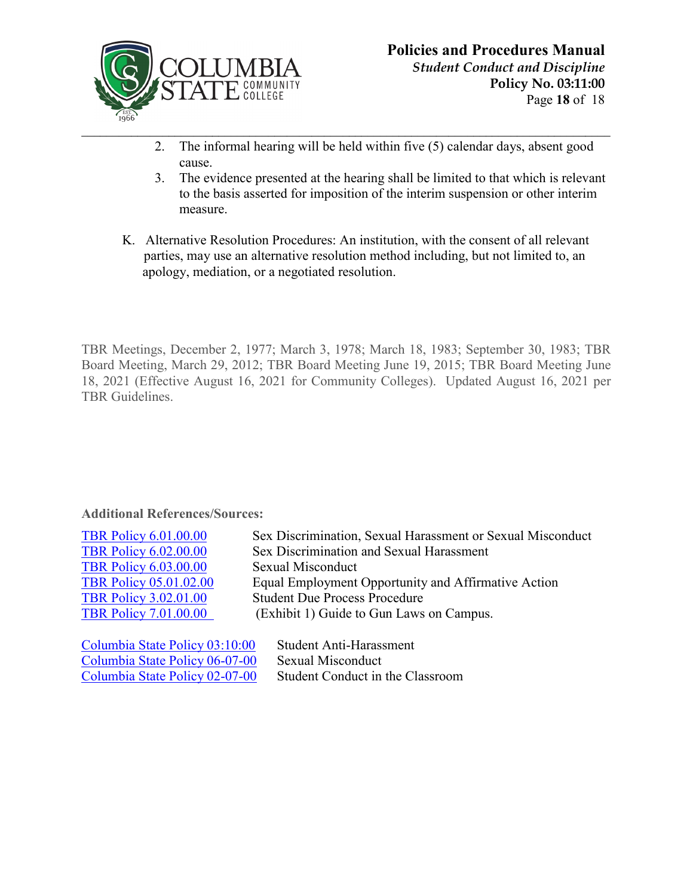2. The informal hearing will be held within five (5) calendar days, absent good cause.
3. The evidence presented at the hearing shall be limited to that which is relevant to the basis asserted for imposition of the interim suspension or other interim measure.

K. Alternative Resolution Procedures: An institution, with the consent of all relevant parties, may use an alternative resolution method including, but not limited to, an apology, mediation, or a negotiated resolution.

TBR Meetings, December 2, 1977; March 3, 1978; March 18, 1983; September 30, 1983; TBR Board Meeting, March 29, 2012; TBR Board Meeting June 19, 2015; TBR Board Meeting June 18, 2021 (Effective August 16, 2021 for Community Colleges). Updated August 16, 2021 per TBR Guidelines.

**Additional References/Sources:**

| | |
|---|---|
| TBR Policy 6.01.00.00 | Sex Discrimination, Sexual Harassment or Sexual Misconduct |
| TBR Policy 6.02.00.00 | Sex Discrimination and Sexual Harassment |
| TBR Policy 6.03.00.00 | Sexual Misconduct |
| TBR Policy 05.01.02.00 | Equal Employment Opportunity and Affirmative Action |
| TBR Policy 3.02.01.00 | Student Due Process Procedure |
| TBR Policy 7.01.00.00 | (Exhibit 1) Guide to Gun Laws on Campus. |

| | |
|---|---|
| Columbia State Policy 03:10:00 | Student Anti-Harassment |
| Columbia State Policy 06-07-00 | Sexual Misconduct |
| Columbia State Policy 02-07-00 | Student Conduct in the Classroom |